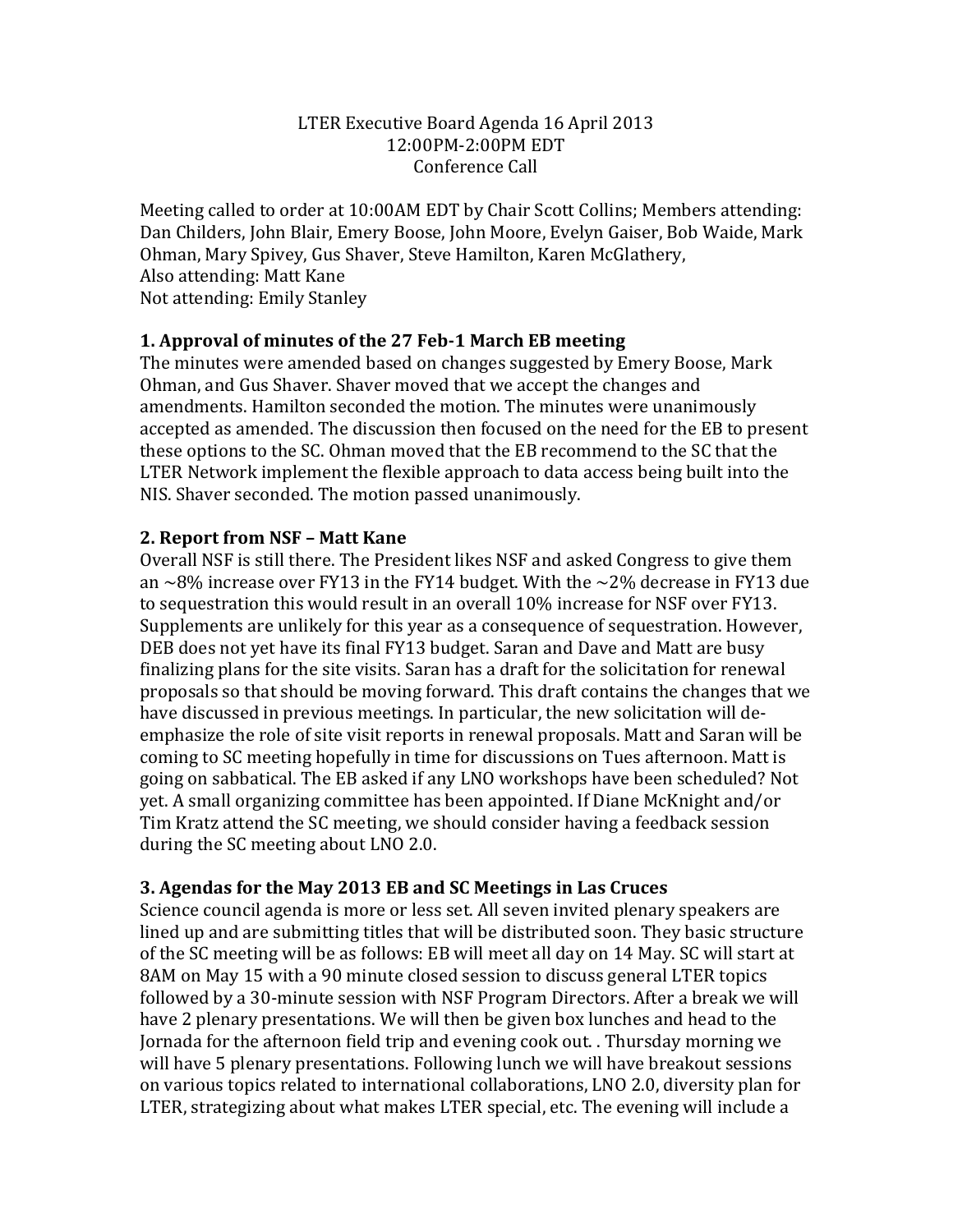LTER Executive Board Agenda 16 April 2013
12:00PM-2:00PM EDT
Conference Call

Meeting called to order at 10:00AM EDT by Chair Scott Collins; Members attending: Dan Childers, John Blair, Emery Boose, John Moore, Evelyn Gaiser, Bob Waide, Mark Ohman, Mary Spivey, Gus Shaver, Steve Hamilton, Karen McGlathery,
Also attending: Matt Kane
Not attending: Emily Stanley

## 1. Approval of minutes of the 27 Feb-1 March EB meeting

The minutes were amended based on changes suggested by Emery Boose, Mark Ohman, and Gus Shaver. Shaver moved that we accept the changes and amendments. Hamilton seconded the motion. The minutes were unanimously accepted as amended. The discussion then focused on the need for the EB to present these options to the SC. Ohman moved that the EB recommend to the SC that the LTER Network implement the flexible approach to data access being built into the NIS. Shaver seconded. The motion passed unanimously.

## 2. Report from NSF – Matt Kane

Overall NSF is still there. The President likes NSF and asked Congress to give them an ~8% increase over FY13 in the FY14 budget. With the ~2% decrease in FY13 due to sequestration this would result in an overall 10% increase for NSF over FY13. Supplements are unlikely for this year as a consequence of sequestration. However, DEB does not yet have its final FY13 budget. Saran and Dave and Matt are busy finalizing plans for the site visits. Saran has a draft for the solicitation for renewal proposals so that should be moving forward. This draft contains the changes that we have discussed in previous meetings. In particular, the new solicitation will de-emphasize the role of site visit reports in renewal proposals. Matt and Saran will be coming to SC meeting hopefully in time for discussions on Tues afternoon. Matt is going on sabbatical. The EB asked if any LNO workshops have been scheduled? Not yet. A small organizing committee has been appointed. If Diane McKnight and/or Tim Kratz attend the SC meeting, we should consider having a feedback session during the SC meeting about LNO 2.0.

## 3. Agendas for the May 2013 EB and SC Meetings in Las Cruces

Science council agenda is more or less set. All seven invited plenary speakers are lined up and are submitting titles that will be distributed soon. They basic structure of the SC meeting will be as follows: EB will meet all day on 14 May. SC will start at 8AM on May 15 with a 90 minute closed session to discuss general LTER topics followed by a 30-minute session with NSF Program Directors. After a break we will have 2 plenary presentations. We will then be given box lunches and head to the Jornada for the afternoon field trip and evening cook out. . Thursday morning we will have 5 plenary presentations. Following lunch we will have breakout sessions on various topics related to international collaborations, LNO 2.0, diversity plan for LTER, strategizing about what makes LTER special, etc. The evening will include a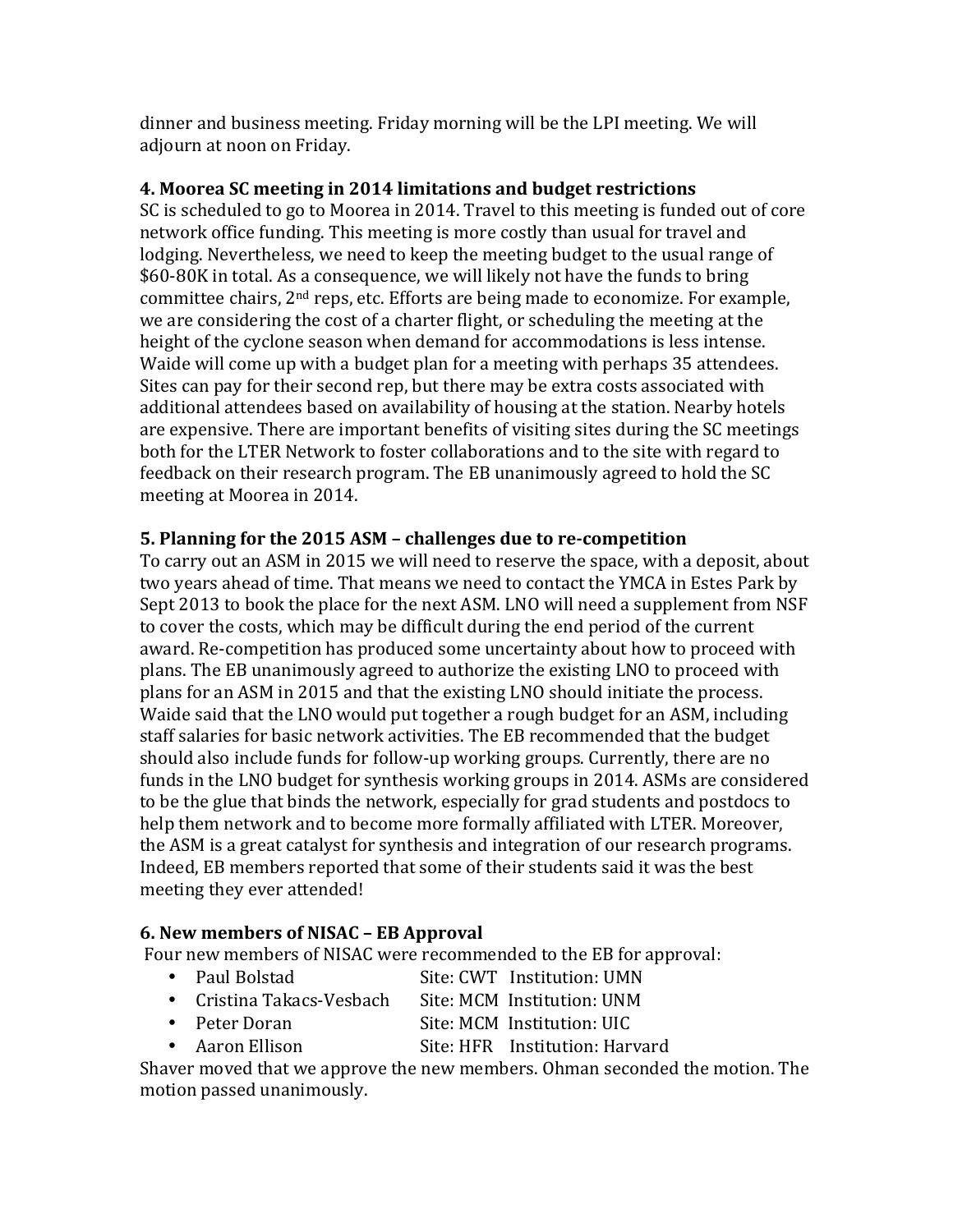dinner and business meeting. Friday morning will be the LPI meeting. We will adjourn at noon on Friday.

**4. Moorea SC meeting in 2014 limitations and budget restrictions**

SC is scheduled to go to Moorea in 2014. Travel to this meeting is funded out of core network office funding. This meeting is more costly than usual for travel and lodging. Nevertheless, we need to keep the meeting budget to the usual range of $60-80K in total. As a consequence, we will likely not have the funds to bring committee chairs, 2nd reps, etc. Efforts are being made to economize. For example, we are considering the cost of a charter flight, or scheduling the meeting at the height of the cyclone season when demand for accommodations is less intense. Waide will come up with a budget plan for a meeting with perhaps 35 attendees. Sites can pay for their second rep, but there may be extra costs associated with additional attendees based on availability of housing at the station. Nearby hotels are expensive. There are important benefits of visiting sites during the SC meetings both for the LTER Network to foster collaborations and to the site with regard to feedback on their research program. The EB unanimously agreed to hold the SC meeting at Moorea in 2014.

**5. Planning for the 2015 ASM – challenges due to re-competition**

To carry out an ASM in 2015 we will need to reserve the space, with a deposit, about two years ahead of time. That means we need to contact the YMCA in Estes Park by Sept 2013 to book the place for the next ASM. LNO will need a supplement from NSF to cover the costs, which may be difficult during the end period of the current award. Re-competition has produced some uncertainty about how to proceed with plans. The EB unanimously agreed to authorize the existing LNO to proceed with plans for an ASM in 2015 and that the existing LNO should initiate the process. Waide said that the LNO would put together a rough budget for an ASM, including staff salaries for basic network activities. The EB recommended that the budget should also include funds for follow-up working groups. Currently, there are no funds in the LNO budget for synthesis working groups in 2014. ASMs are considered to be the glue that binds the network, especially for grad students and postdocs to help them network and to become more formally affiliated with LTER. Moreover, the ASM is a great catalyst for synthesis and integration of our research programs. Indeed, EB members reported that some of their students said it was the best meeting they ever attended!

**6. New members of NISAC – EB Approval**

Four new members of NISAC were recommended to the EB for approval:

- Paul Bolstad Site: CWT Institution: UMN
- Cristina Takacs-Vesbach Site: MCM Institution: UNM
- Peter Doran Site: MCM Institution: UIC
- Aaron Ellison Site: HFR Institution: Harvard

Shaver moved that we approve the new members. Ohman seconded the motion. The motion passed unanimously.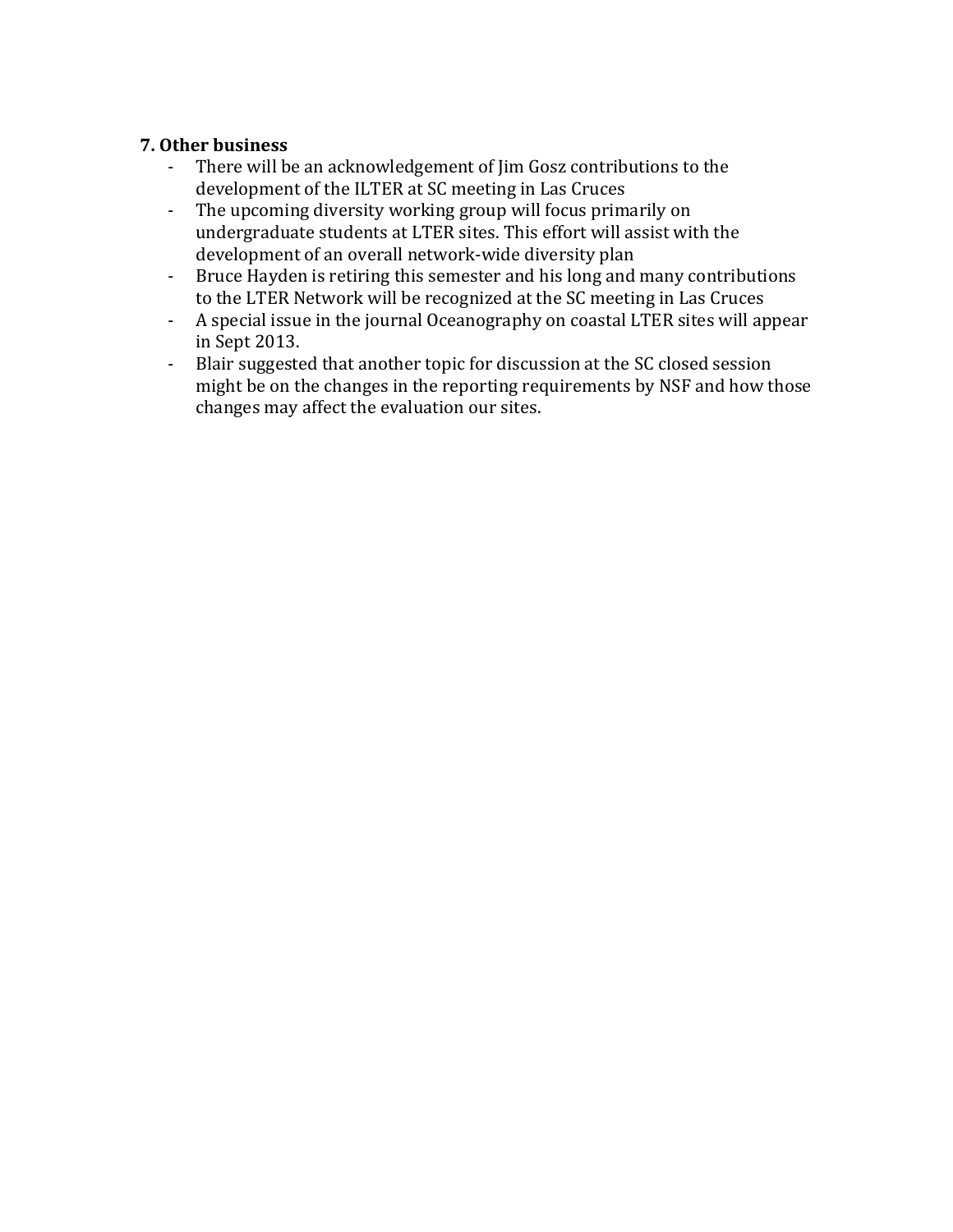**7. Other business**

- There will be an acknowledgement of Jim Gosz contributions to the development of the ILTER at SC meeting in Las Cruces
- The upcoming diversity working group will focus primarily on undergraduate students at LTER sites. This effort will assist with the development of an overall network-wide diversity plan
- Bruce Hayden is retiring this semester and his long and many contributions to the LTER Network will be recognized at the SC meeting in Las Cruces
- A special issue in the journal Oceanography on coastal LTER sites will appear in Sept 2013.
- Blair suggested that another topic for discussion at the SC closed session might be on the changes in the reporting requirements by NSF and how those changes may affect the evaluation our sites.